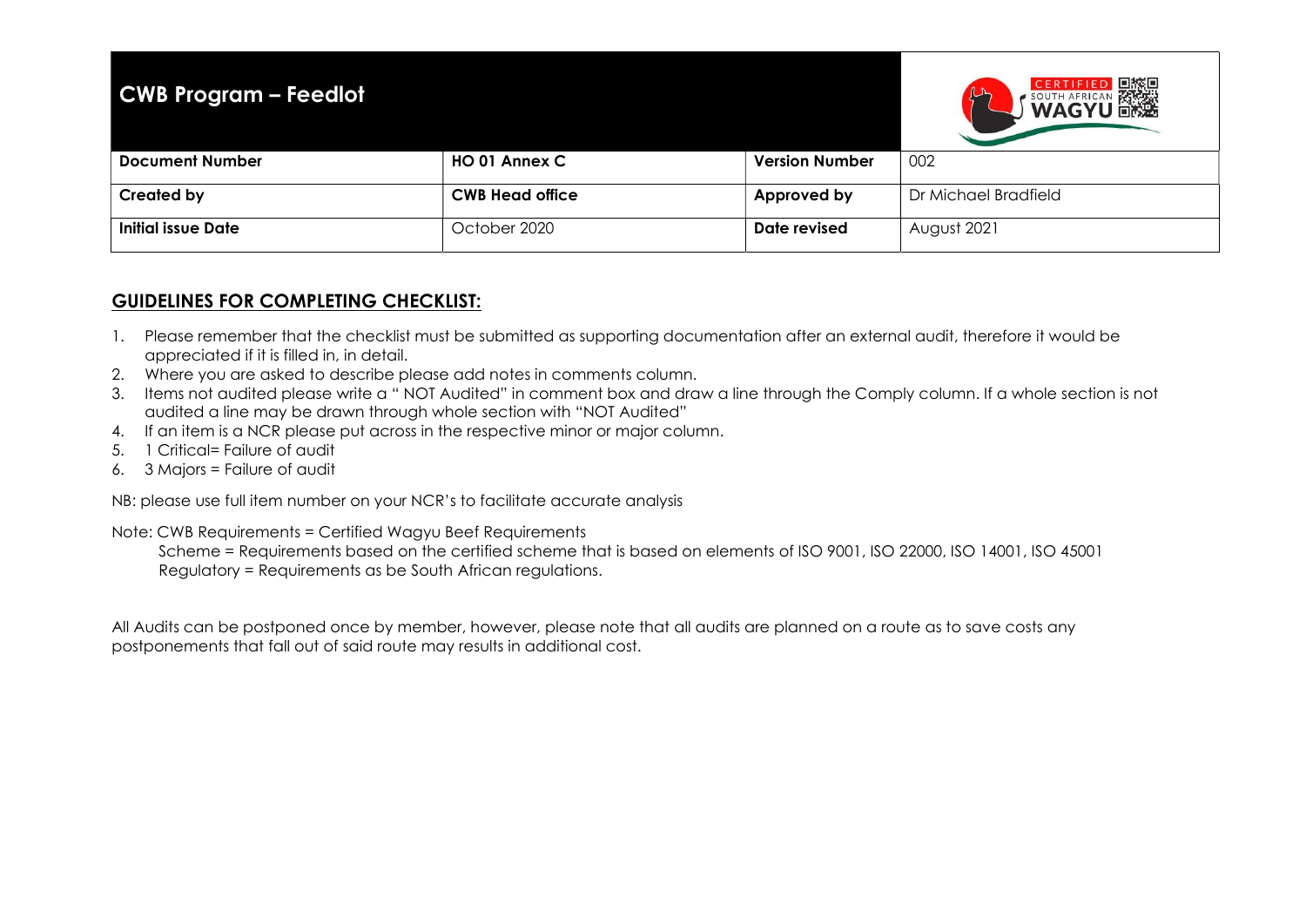| CWB Program – Feedlot | | | |
|---|---|---|---|
| **Document Number** | **HO 01 Annex C** | **Version Number** | 002 |
| **Created by** | **CWB Head office** | **Approved by** | Dr Michael Bradfield |
| **Initial issue Date** | October 2020 | **Date revised** | August 2021 |

## GUIDELINES FOR COMPLETING CHECKLIST:

1. Please remember that the checklist must be submitted as supporting documentation after an external audit, therefore it would be appreciated if it is filled in, in detail.
2. Where you are asked to describe please add notes in comments column.
3. Items not audited please write a " NOT Audited" in comment box and draw a line through the Comply column. If a whole section is not audited a line may be drawn through whole section with "NOT Audited"
4. If an item is a NCR please put across in the respective minor or major column.
5. 1 Critical= Failure of audit
6. 3 Majors = Failure of audit

NB: please use full item number on your NCR's to facilitate accurate analysis

Note: CWB Requirements = Certified Wagyu Beef Requirements
Scheme = Requirements based on the certified scheme that is based on elements of ISO 9001, ISO 22000, ISO 14001, ISO 45001
Regulatory = Requirements as be South African regulations.

All Audits can be postponed once by member, however, please note that all audits are planned on a route as to save costs any postponements that fall out of said route may results in additional cost.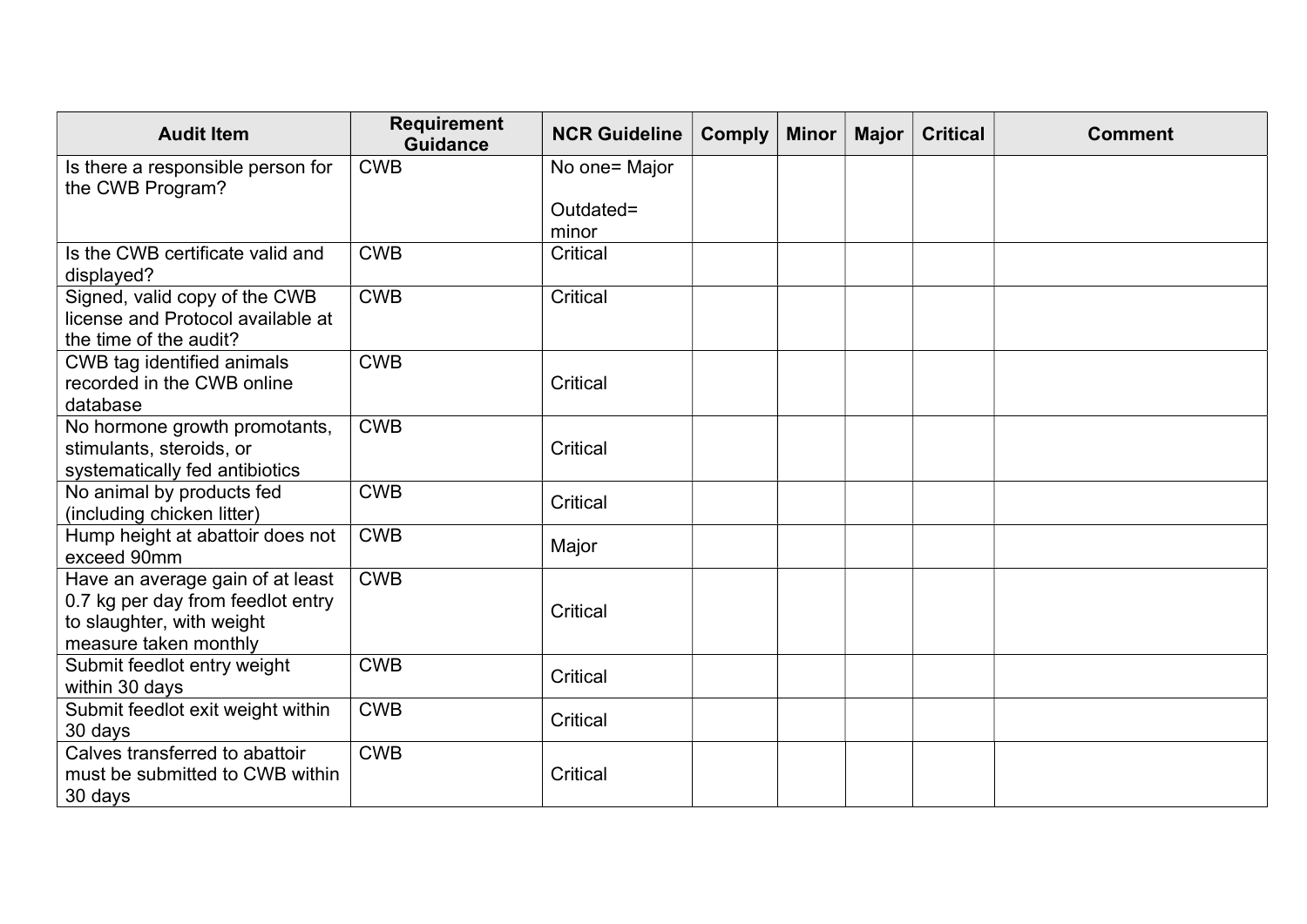| Audit Item | Requirement Guidance | NCR Guideline | Comply | Minor | Major | Critical | Comment |
|---|---|---|---|---|---|---|---|
| Is there a responsible person for the CWB Program? | CWB | No one= Major<br><br>Outdated= minor | | | | | |
| Is the CWB certificate valid and displayed? | CWB | Critical | | | | | |
| Signed, valid copy of the CWB license and Protocol available at the time of the audit? | CWB | Critical | | | | | |
| CWB tag identified animals recorded in the CWB online database | CWB | Critical | | | | | |
| No hormone growth promotants, stimulants, steroids, or systematically fed antibiotics | CWB | Critical | | | | | |
| No animal by products fed (including chicken litter) | CWB | Critical | | | | | |
| Hump height at abattoir does not exceed 90mm | CWB | Major | | | | | |
| Have an average gain of at least 0.7 kg per day from feedlot entry to slaughter, with weight measure taken monthly | CWB | Critical | | | | | |
| Submit feedlot entry weight within 30 days | CWB | Critical | | | | | |
| Submit feedlot exit weight within 30 days | CWB | Critical | | | | | |
| Calves transferred to abattoir must be submitted to CWB within 30 days | CWB | Critical | | | | | |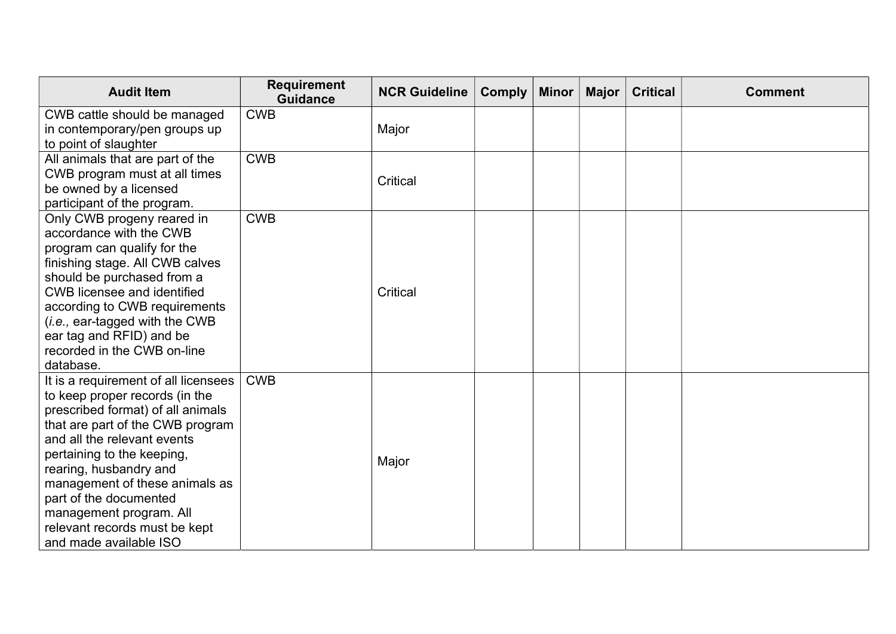| Audit Item | Requirement Guidance | NCR Guideline | Comply | Minor | Major | Critical | Comment |
|---|---|---|---|---|---|---|---|
| CWB cattle should be managed in contemporary/pen groups up to point of slaughter | CWB | Major | | | | | |
| All animals that are part of the CWB program must at all times be owned by a licensed participant of the program. | CWB | Critical | | | | | |
| Only CWB progeny reared in accordance with the CWB program can qualify for the finishing stage. All CWB calves should be purchased from a CWB licensee and identified according to CWB requirements (*i.e.,* ear-tagged with the CWB ear tag and RFID) and be recorded in the CWB on-line database. | CWB | Critical | | | | | |
| It is a requirement of all licensees to keep proper records (in the prescribed format) of all animals that are part of the CWB program and all the relevant events pertaining to the keeping, rearing, husbandry and management of these animals as part of the documented management program. All relevant records must be kept and made available ISO | CWB | Major | | | | | |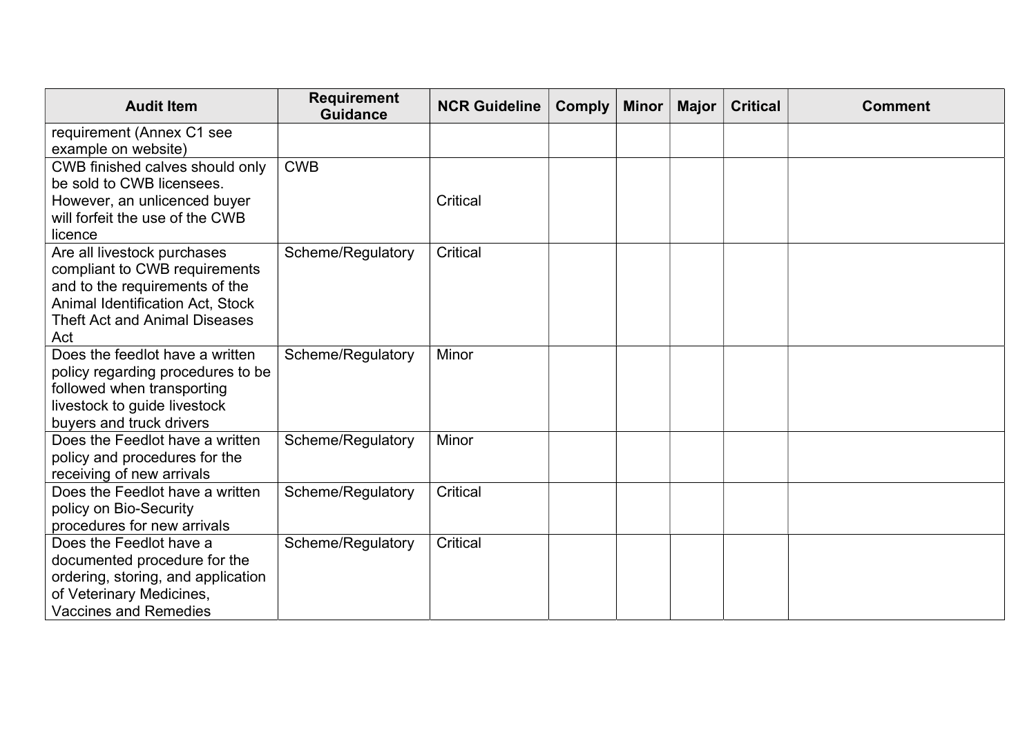| Audit Item | Requirement Guidance | NCR Guideline | Comply | Minor | Major | Critical | Comment |
|---|---|---|---|---|---|---|---|
| requirement (Annex C1 see example on website) | | | | | | | |
| CWB finished calves should only be sold to CWB licensees. However, an unlicenced buyer will forfeit the use of the CWB licence | CWB | Critical | | | | | |
| Are all livestock purchases compliant to CWB requirements and to the requirements of the Animal Identification Act, Stock Theft Act and Animal Diseases Act | Scheme/Regulatory | Critical | | | | | |
| Does the feedlot have a written policy regarding procedures to be followed when transporting livestock to guide livestock buyers and truck drivers | Scheme/Regulatory | Minor | | | | | |
| Does the Feedlot have a written policy and procedures for the receiving of new arrivals | Scheme/Regulatory | Minor | | | | | |
| Does the Feedlot have a written policy on Bio-Security procedures for new arrivals | Scheme/Regulatory | Critical | | | | | |
| Does the Feedlot have a documented procedure for the ordering, storing, and application of Veterinary Medicines, Vaccines and Remedies | Scheme/Regulatory | Critical | | | | | |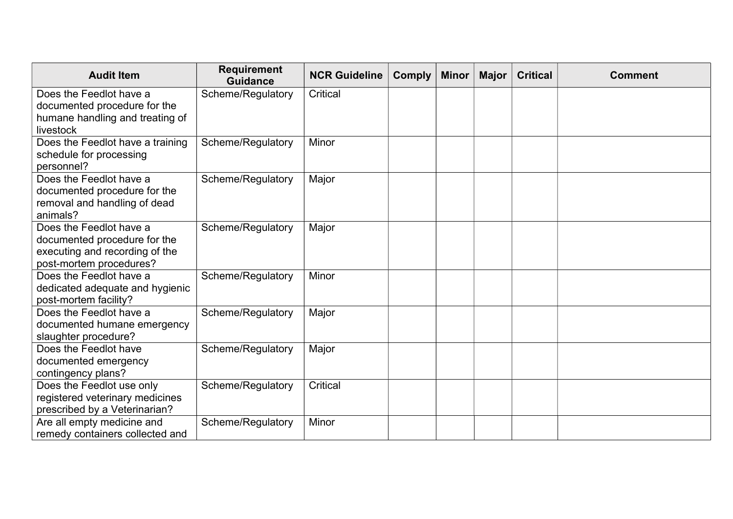| Audit Item | Requirement Guidance | NCR Guideline | Comply | Minor | Major | Critical | Comment |
|---|---|---|---|---|---|---|---|
| Does the Feedlot have a documented procedure for the humane handling and treating of livestock | Scheme/Regulatory | Critical | | | | | |
| Does the Feedlot have a training schedule for processing personnel? | Scheme/Regulatory | Minor | | | | | |
| Does the Feedlot have a documented procedure for the removal and handling of dead animals? | Scheme/Regulatory | Major | | | | | |
| Does the Feedlot have a documented procedure for the executing and recording of the post-mortem procedures? | Scheme/Regulatory | Major | | | | | |
| Does the Feedlot have a dedicated adequate and hygienic post-mortem facility? | Scheme/Regulatory | Minor | | | | | |
| Does the Feedlot have a documented humane emergency slaughter procedure? | Scheme/Regulatory | Major | | | | | |
| Does the Feedlot have documented emergency contingency plans? | Scheme/Regulatory | Major | | | | | |
| Does the Feedlot use only registered veterinary medicines prescribed by a Veterinarian? | Scheme/Regulatory | Critical | | | | | |
| Are all empty medicine and remedy containers collected and | Scheme/Regulatory | Minor | | | | | |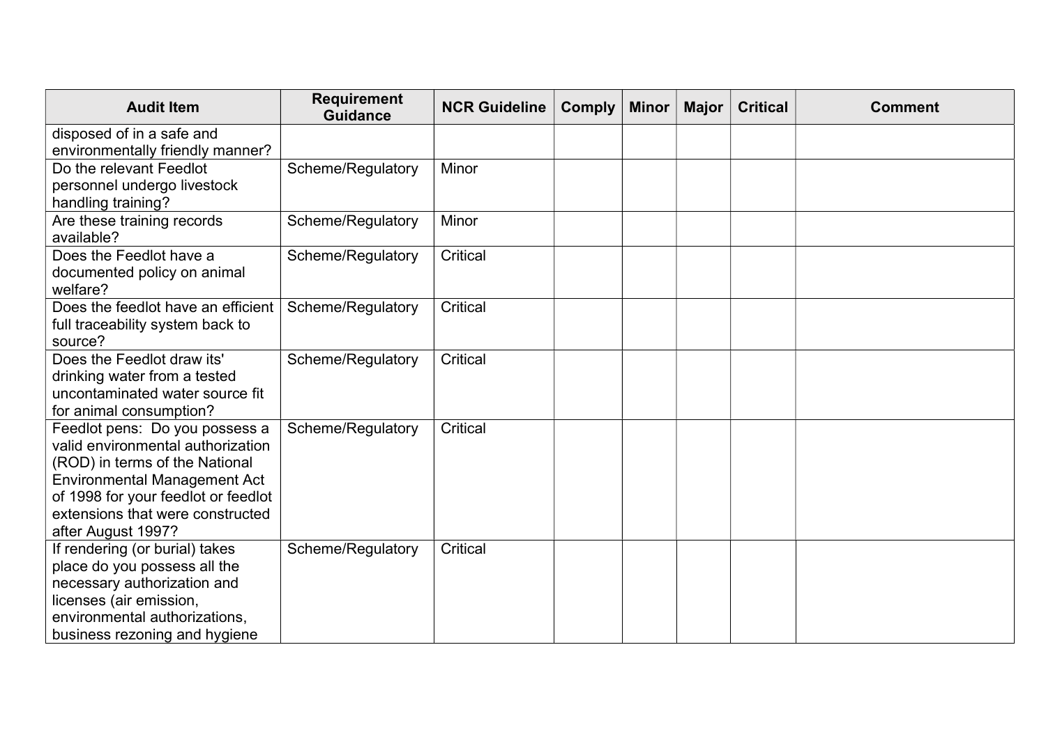| Audit Item | Requirement Guidance | NCR Guideline | Comply | Minor | Major | Critical | Comment |
|---|---|---|---|---|---|---|---|
| disposed of in a safe and environmentally friendly manner? | | | | | | | |
| Do the relevant Feedlot personnel undergo livestock handling training? | Scheme/Regulatory | Minor | | | | | |
| Are these training records available? | Scheme/Regulatory | Minor | | | | | |
| Does the Feedlot have a documented policy on animal welfare? | Scheme/Regulatory | Critical | | | | | |
| Does the feedlot have an efficient full traceability system back to source? | Scheme/Regulatory | Critical | | | | | |
| Does the Feedlot draw its' drinking water from a tested uncontaminated water source fit for animal consumption? | Scheme/Regulatory | Critical | | | | | |
| Feedlot pens: Do you possess a valid environmental authorization (ROD) in terms of the National Environmental Management Act of 1998 for your feedlot or feedlot extensions that were constructed after August 1997? | Scheme/Regulatory | Critical | | | | | |
| If rendering (or burial) takes place do you possess all the necessary authorization and licenses (air emission, environmental authorizations, business rezoning and hygiene | Scheme/Regulatory | Critical | | | | | |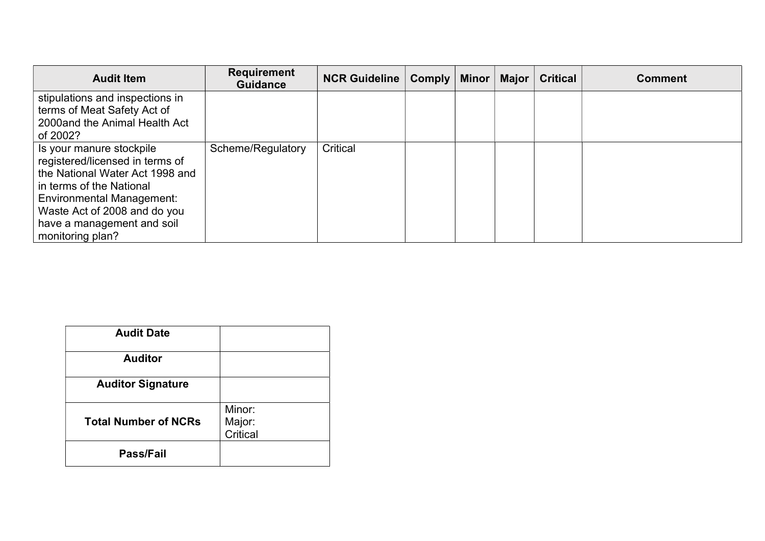| Audit Item | Requirement Guidance | NCR Guideline | Comply | Minor | Major | Critical | Comment |
|---|---|---|---|---|---|---|---|
| stipulations and inspections in terms of Meat Safety Act of 2000and the Animal Health Act of 2002? | | | | | | | |
| Is your manure stockpile registered/licensed in terms of the National Water Act 1998 and in terms of the National Environmental Management: Waste Act of 2008 and do you have a management and soil monitoring plan? | Scheme/Regulatory | Critical | | | | | |

| | |
|---|---|
| **Audit Date** | |
| **Auditor** | |
| **Auditor Signature** | |
| **Total Number of NCRs** | Minor:<br>Major:<br>Critical |
| **Pass/Fail** | |